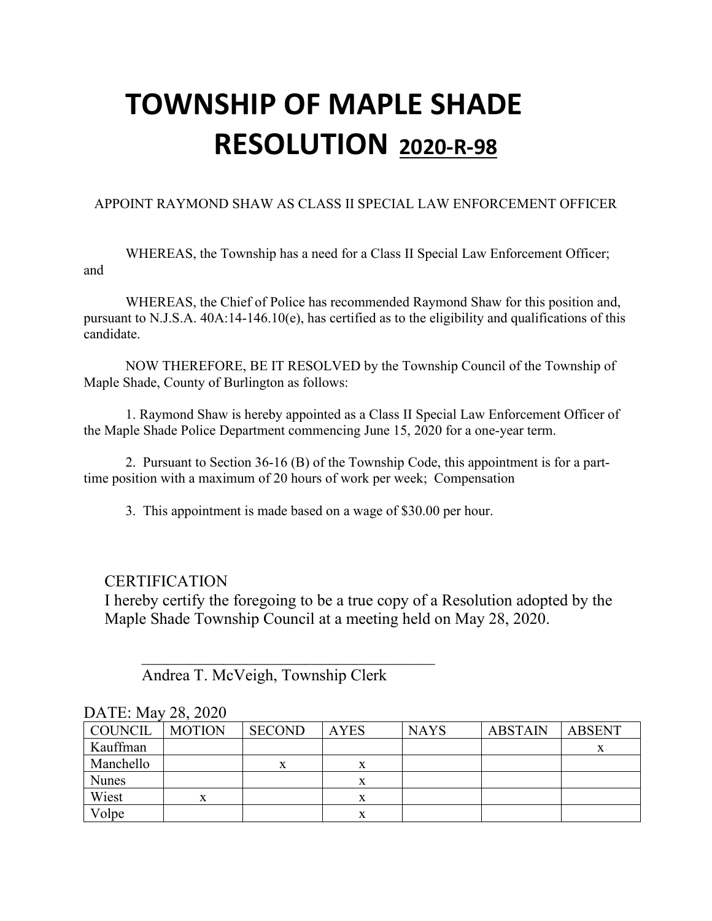# TOWNSHIP OF MAPLE SHADE
# RESOLUTION <u>2020-R-98</u>

APPOINT RAYMOND SHAW AS CLASS II SPECIAL LAW ENFORCEMENT OFFICER

WHEREAS, the Township has a need for a Class II Special Law Enforcement Officer; and

WHEREAS, the Chief of Police has recommended Raymond Shaw for this position and, pursuant to N.J.S.A. 40A:14-146.10(e), has certified as to the eligibility and qualifications of this candidate.

NOW THEREFORE, BE IT RESOLVED by the Township Council of the Township of Maple Shade, County of Burlington as follows:

1. Raymond Shaw is hereby appointed as a Class II Special Law Enforcement Officer of the Maple Shade Police Department commencing June 15, 2020 for a one-year term.

2. Pursuant to Section 36-16 (B) of the Township Code, this appointment is for a part-time position with a maximum of 20 hours of work per week; Compensation

3. This appointment is made based on a wage of $30.00 per hour.

CERTIFICATION

I hereby certify the foregoing to be a true copy of a Resolution adopted by the Maple Shade Township Council at a meeting held on May 28, 2020.

\_\_\_\_\_\_\_\_\_\_\_\_\_\_\_\_\_\_\_\_\_\_\_\_\_\_\_\_\_\_\_\_\_\_\_\_\_\_

Andrea T. McVeigh, Township Clerk

DATE: May 28, 2020

| COUNCIL | MOTION | SECOND | AYES | NAYS | ABSTAIN | ABSENT |
|---|---|---|---|---|---|---|
| Kauffman | | | | | | x |
| Manchello | | x | x | | | |
| Nunes | | | x | | | |
| Wiest | x | | x | | | |
| Volpe | | | x | | | |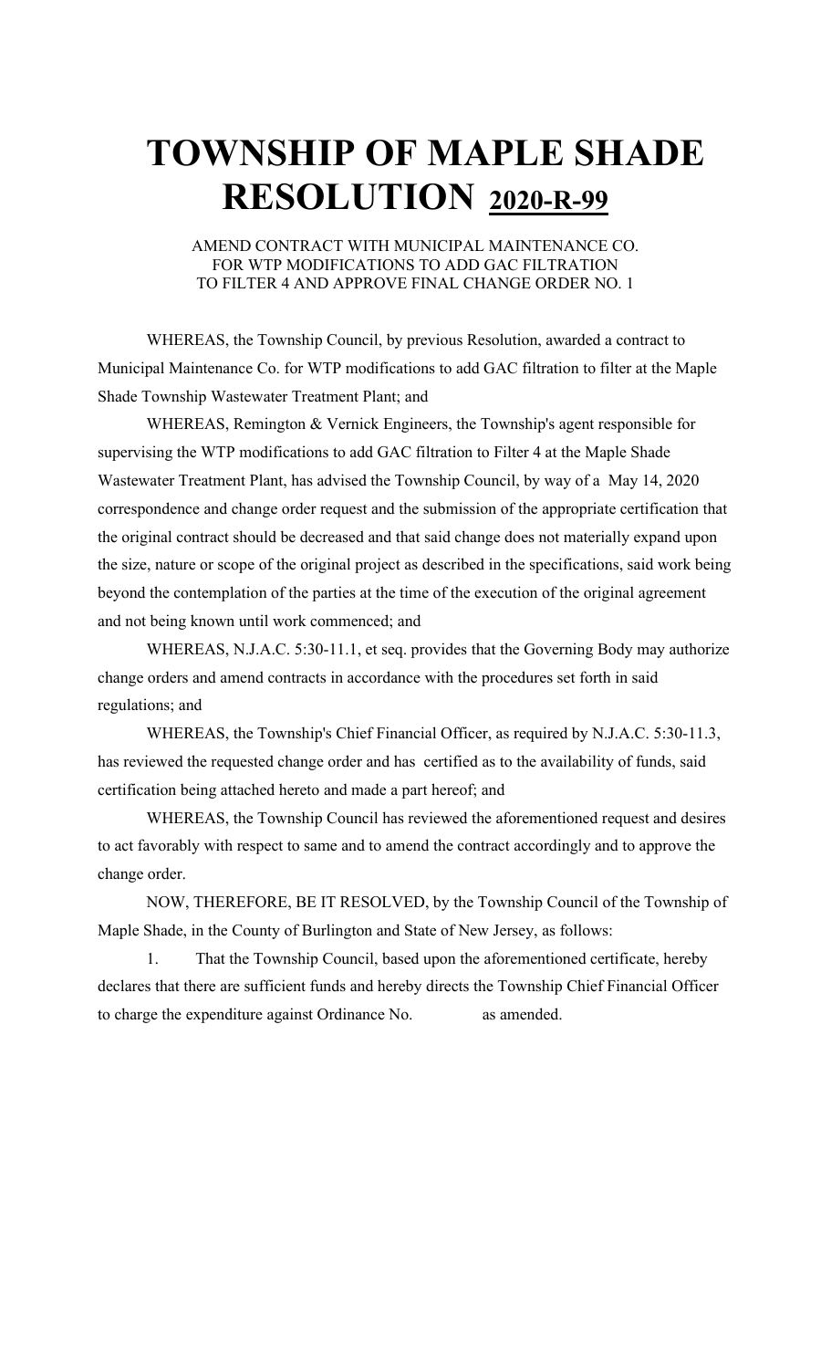# TOWNSHIP OF MAPLE SHADE RESOLUTION 2020-R-99

AMEND CONTRACT WITH MUNICIPAL MAINTENANCE CO. FOR WTP MODIFICATIONS TO ADD GAC FILTRATION TO FILTER 4 AND APPROVE FINAL CHANGE ORDER NO. 1

WHEREAS, the Township Council, by previous Resolution, awarded a contract to Municipal Maintenance Co. for WTP modifications to add GAC filtration to filter at the Maple Shade Township Wastewater Treatment Plant; and

WHEREAS, Remington & Vernick Engineers, the Township's agent responsible for supervising the WTP modifications to add GAC filtration to Filter 4 at the Maple Shade Wastewater Treatment Plant, has advised the Township Council, by way of a May 14, 2020 correspondence and change order request and the submission of the appropriate certification that the original contract should be decreased and that said change does not materially expand upon the size, nature or scope of the original project as described in the specifications, said work being beyond the contemplation of the parties at the time of the execution of the original agreement and not being known until work commenced; and

WHEREAS, N.J.A.C. 5:30-11.1, et seq. provides that the Governing Body may authorize change orders and amend contracts in accordance with the procedures set forth in said regulations; and

WHEREAS, the Township's Chief Financial Officer, as required by N.J.A.C. 5:30-11.3, has reviewed the requested change order and has certified as to the availability of funds, said certification being attached hereto and made a part hereof; and

WHEREAS, the Township Council has reviewed the aforementioned request and desires to act favorably with respect to same and to amend the contract accordingly and to approve the change order.

NOW, THEREFORE, BE IT RESOLVED, by the Township Council of the Township of Maple Shade, in the County of Burlington and State of New Jersey, as follows:

1. That the Township Council, based upon the aforementioned certificate, hereby declares that there are sufficient funds and hereby directs the Township Chief Financial Officer to charge the expenditure against Ordinance No. as amended.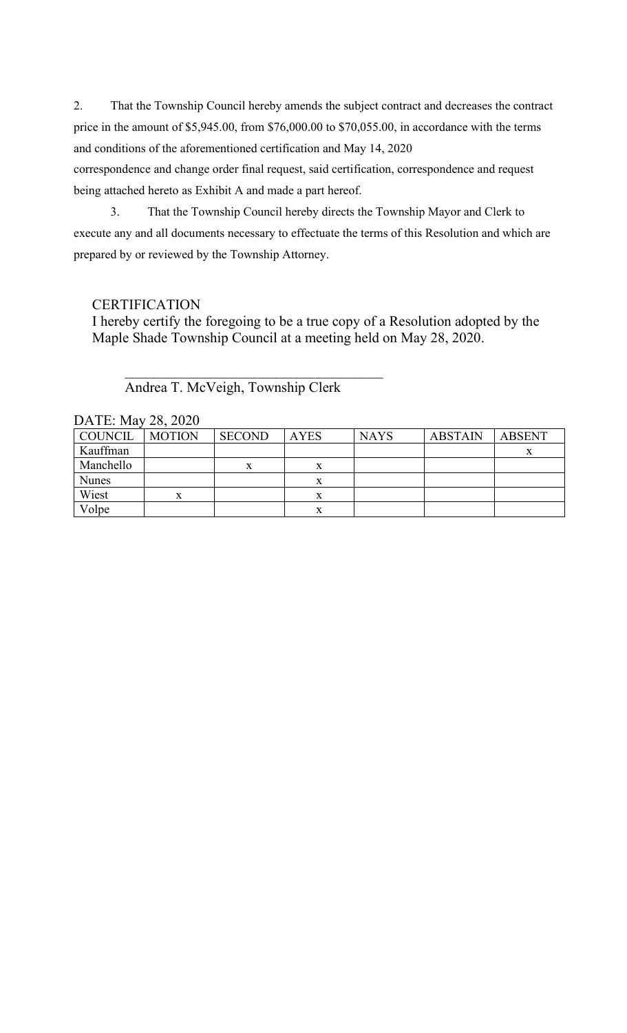2. That the Township Council hereby amends the subject contract and decreases the contract price in the amount of $5,945.00, from $76,000.00 to $70,055.00, in accordance with the terms and conditions of the aforementioned certification and May 14, 2020 correspondence and change order final request, said certification, correspondence and request being attached hereto as Exhibit A and made a part hereof.

3. That the Township Council hereby directs the Township Mayor and Clerk to execute any and all documents necessary to effectuate the terms of this Resolution and which are prepared by or reviewed by the Township Attorney.

CERTIFICATION

I hereby certify the foregoing to be a true copy of a Resolution adopted by the Maple Shade Township Council at a meeting held on May 28, 2020.

\_\_\_\_\_\_\_\_\_\_\_\_\_\_\_\_\_\_\_\_\_\_\_\_\_\_\_\_\_\_\_\_\_\_\_\_

Andrea T. McVeigh, Township Clerk

DATE: May 28, 2020

| COUNCIL | MOTION | SECOND | AYES | NAYS | ABSTAIN | ABSENT |
|---|---|---|---|---|---|---|
| Kauffman | | | | | | x |
| Manchello | | x | x | | | |
| Nunes | | | x | | | |
| Wiest | x | | x | | | |
| Volpe | | | x | | | |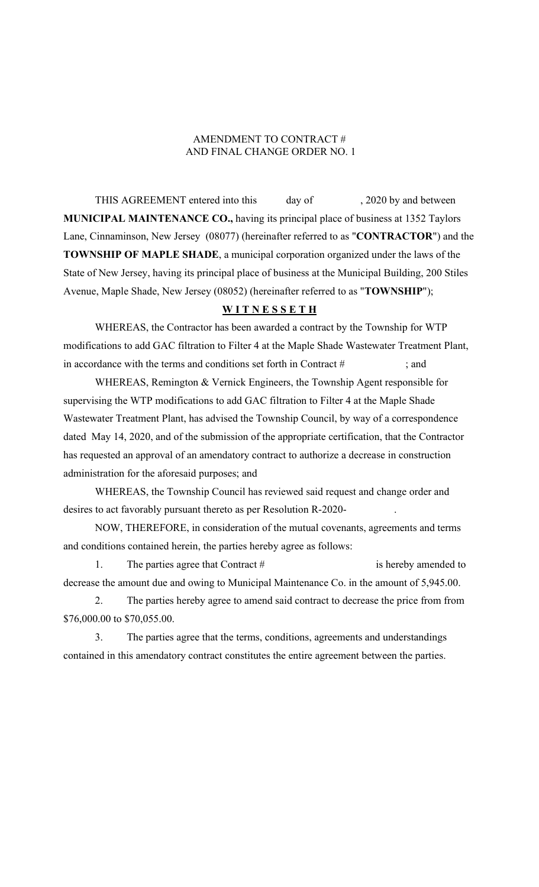AMENDMENT TO CONTRACT #
AND FINAL CHANGE ORDER NO. 1

THIS AGREEMENT entered into this day of , 2020 by and between **MUNICIPAL MAINTENANCE CO.,** having its principal place of business at 1352 Taylors Lane, Cinnaminson, New Jersey (08077) (hereinafter referred to as "**CONTRACTOR**") and the **TOWNSHIP OF MAPLE SHADE**, a municipal corporation organized under the laws of the State of New Jersey, having its principal place of business at the Municipal Building, 200 Stiles Avenue, Maple Shade, New Jersey (08052) (hereinafter referred to as "**TOWNSHIP**");

**W I T N E S S E T H**

WHEREAS, the Contractor has been awarded a contract by the Township for WTP modifications to add GAC filtration to Filter 4 at the Maple Shade Wastewater Treatment Plant, in accordance with the terms and conditions set forth in Contract # ; and

WHEREAS, Remington & Vernick Engineers, the Township Agent responsible for supervising the WTP modifications to add GAC filtration to Filter 4 at the Maple Shade Wastewater Treatment Plant, has advised the Township Council, by way of a correspondence dated May 14, 2020, and of the submission of the appropriate certification, that the Contractor has requested an approval of an amendatory contract to authorize a decrease in construction administration for the aforesaid purposes; and

WHEREAS, the Township Council has reviewed said request and change order and desires to act favorably pursuant thereto as per Resolution R-2020- .

NOW, THEREFORE, in consideration of the mutual covenants, agreements and terms and conditions contained herein, the parties hereby agree as follows:

1. The parties agree that Contract # is hereby amended to decrease the amount due and owing to Municipal Maintenance Co. in the amount of 5,945.00.

2. The parties hereby agree to amend said contract to decrease the price from from $76,000.00 to $70,055.00.

3. The parties agree that the terms, conditions, agreements and understandings contained in this amendatory contract constitutes the entire agreement between the parties.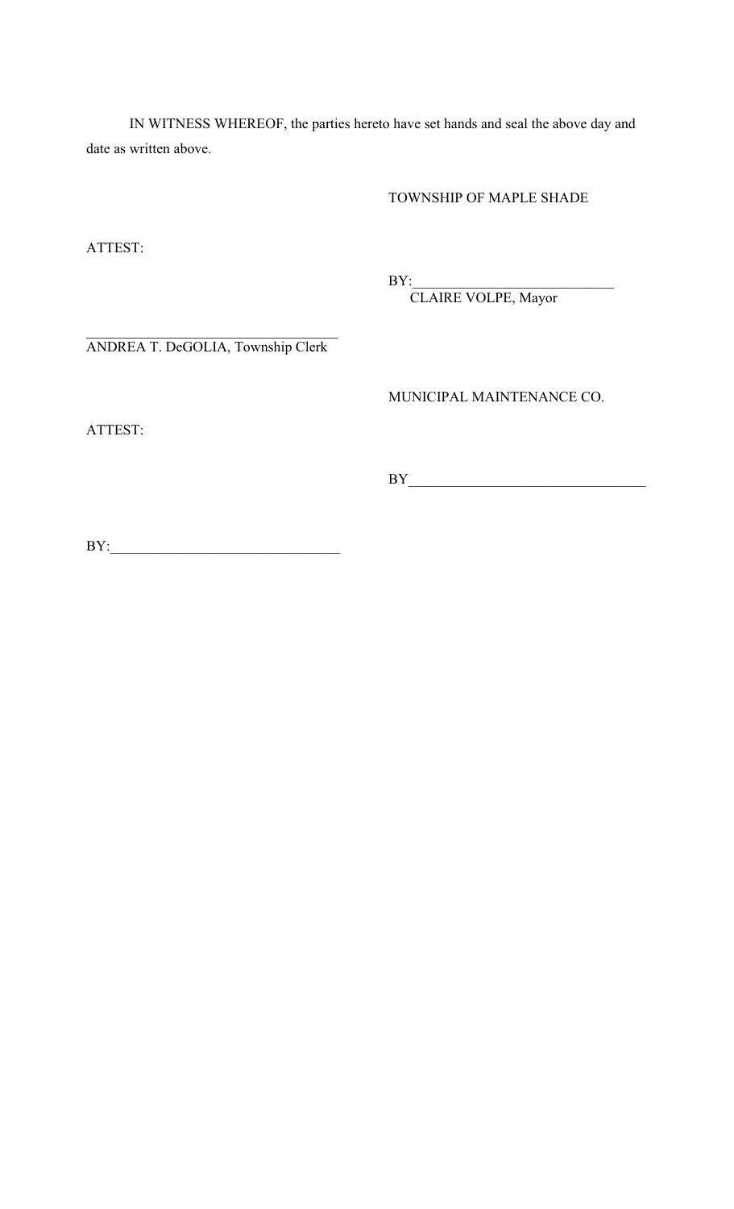IN WITNESS WHEREOF, the parties hereto have set hands and seal the above day and date as written above.

TOWNSHIP OF MAPLE SHADE

ATTEST:

BY:____________________________
CLAIRE VOLPE, Mayor

___________________________________
ANDREA T. DeGOLIA, Township Clerk

MUNICIPAL MAINTENANCE CO.

ATTEST:

BY_________________________________

BY:_______________________________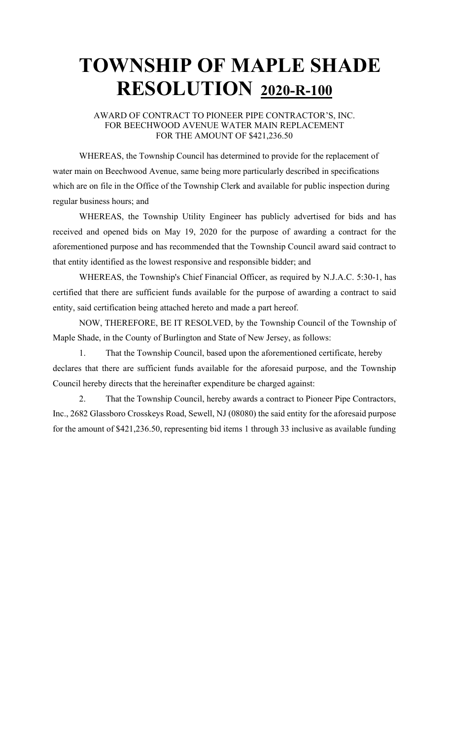# TOWNSHIP OF MAPLE SHADE RESOLUTION 2020-R-100

AWARD OF CONTRACT TO PIONEER PIPE CONTRACTOR'S, INC.
FOR BEECHWOOD AVENUE WATER MAIN REPLACEMENT
FOR THE AMOUNT OF $421,236.50

WHEREAS, the Township Council has determined to provide for the replacement of water main on Beechwood Avenue, same being more particularly described in specifications which are on file in the Office of the Township Clerk and available for public inspection during regular business hours; and

WHEREAS, the Township Utility Engineer has publicly advertised for bids and has received and opened bids on May 19, 2020 for the purpose of awarding a contract for the aforementioned purpose and has recommended that the Township Council award said contract to that entity identified as the lowest responsive and responsible bidder; and

WHEREAS, the Township's Chief Financial Officer, as required by N.J.A.C. 5:30-1, has certified that there are sufficient funds available for the purpose of awarding a contract to said entity, said certification being attached hereto and made a part hereof.

NOW, THEREFORE, BE IT RESOLVED, by the Township Council of the Township of Maple Shade, in the County of Burlington and State of New Jersey, as follows:

1. That the Township Council, based upon the aforementioned certificate, hereby declares that there are sufficient funds available for the aforesaid purpose, and the Township Council hereby directs that the hereinafter expenditure be charged against:

2. That the Township Council, hereby awards a contract to Pioneer Pipe Contractors, Inc., 2682 Glassboro Crosskeys Road, Sewell, NJ (08080) the said entity for the aforesaid purpose for the amount of $421,236.50, representing bid items 1 through 33 inclusive as available funding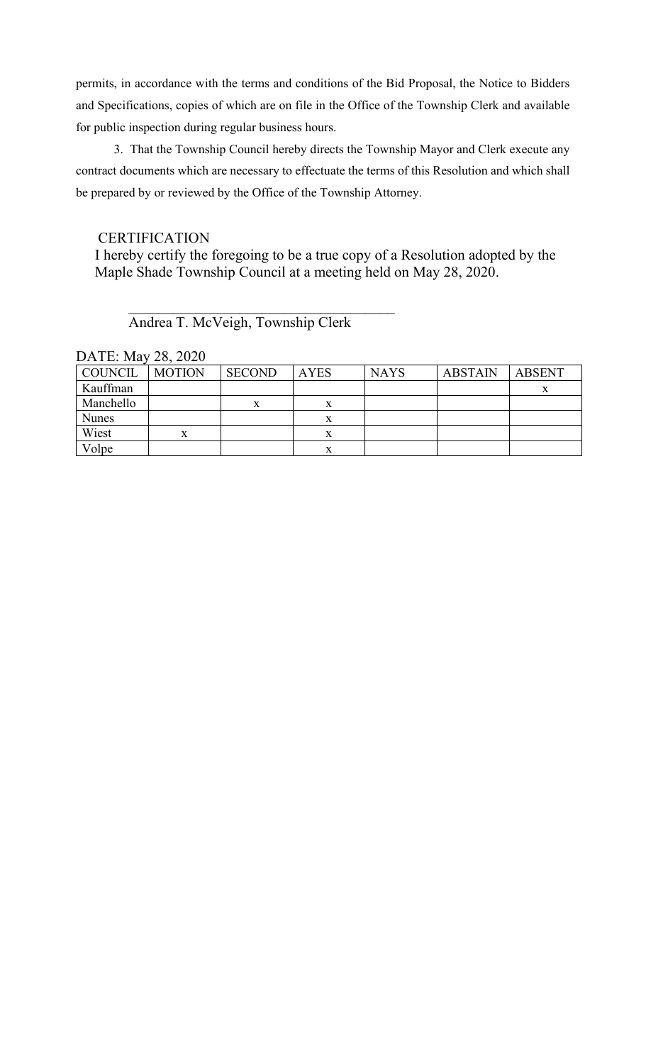permits, in accordance with the terms and conditions of the Bid Proposal, the Notice to Bidders and Specifications, copies of which are on file in the Office of the Township Clerk and available for public inspection during regular business hours.

3. That the Township Council hereby directs the Township Mayor and Clerk execute any contract documents which are necessary to effectuate the terms of this Resolution and which shall be prepared by or reviewed by the Office of the Township Attorney.

CERTIFICATION

I hereby certify the foregoing to be a true copy of a Resolution adopted by the Maple Shade Township Council at a meeting held on May 28, 2020.

\_\_\_\_\_\_\_\_\_\_\_\_\_\_\_\_\_\_\_\_\_\_\_\_\_\_\_\_\_\_\_\_\_\_\_\_\_\_
Andrea T. McVeigh, Township Clerk

DATE: May 28, 2020

| COUNCIL | MOTION | SECOND | AYES | NAYS | ABSTAIN | ABSENT |
|---|---|---|---|---|---|---|
| Kauffman | | | | | | x |
| Manchello | | x | x | | | |
| Nunes | | | x | | | |
| Wiest | x | | x | | | |
| Volpe | | | x | | | |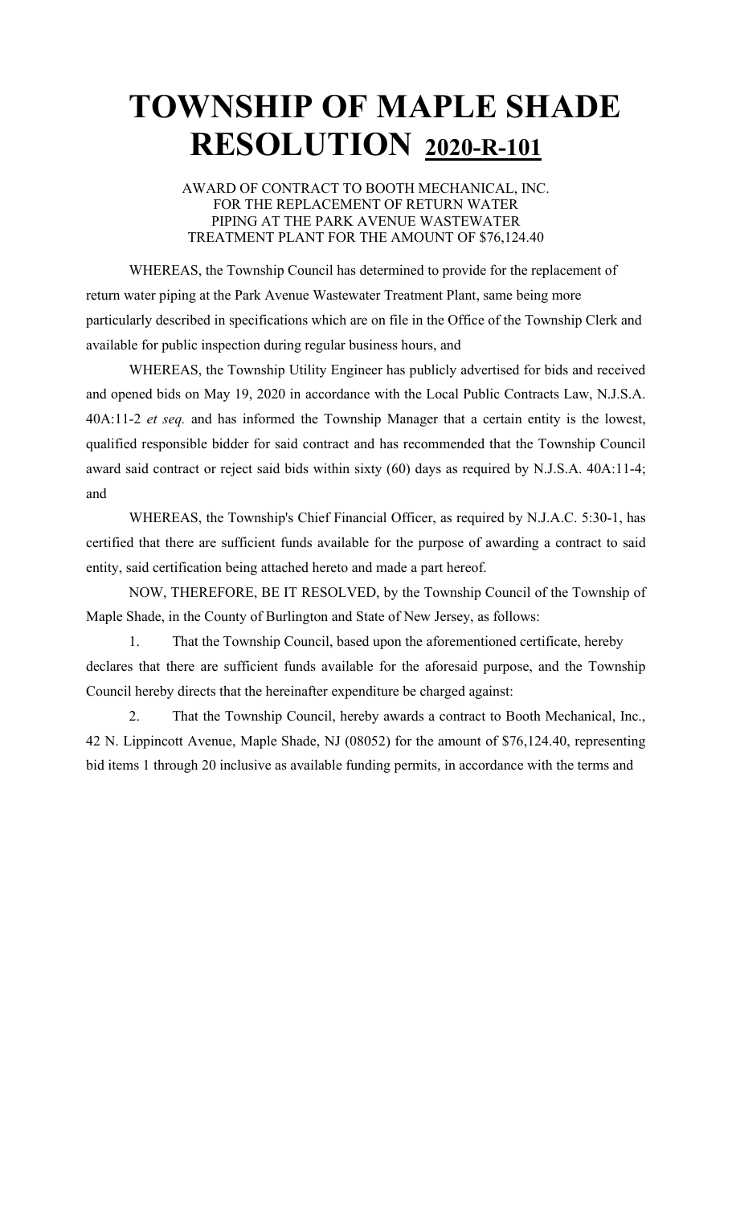# TOWNSHIP OF MAPLE SHADE RESOLUTION 2020-R-101

AWARD OF CONTRACT TO BOOTH MECHANICAL, INC.
FOR THE REPLACEMENT OF RETURN WATER
PIPING AT THE PARK AVENUE WASTEWATER
TREATMENT PLANT FOR THE AMOUNT OF $76,124.40

WHEREAS, the Township Council has determined to provide for the replacement of return water piping at the Park Avenue Wastewater Treatment Plant, same being more particularly described in specifications which are on file in the Office of the Township Clerk and available for public inspection during regular business hours, and

WHEREAS, the Township Utility Engineer has publicly advertised for bids and received and opened bids on May 19, 2020 in accordance with the Local Public Contracts Law, N.J.S.A. 40A:11-2 *et seq.* and has informed the Township Manager that a certain entity is the lowest, qualified responsible bidder for said contract and has recommended that the Township Council award said contract or reject said bids within sixty (60) days as required by N.J.S.A. 40A:11-4; and

WHEREAS, the Township's Chief Financial Officer, as required by N.J.A.C. 5:30-1, has certified that there are sufficient funds available for the purpose of awarding a contract to said entity, said certification being attached hereto and made a part hereof.

NOW, THEREFORE, BE IT RESOLVED, by the Township Council of the Township of Maple Shade, in the County of Burlington and State of New Jersey, as follows:

1. That the Township Council, based upon the aforementioned certificate, hereby declares that there are sufficient funds available for the aforesaid purpose, and the Township Council hereby directs that the hereinafter expenditure be charged against:

2. That the Township Council, hereby awards a contract to Booth Mechanical, Inc., 42 N. Lippincott Avenue, Maple Shade, NJ (08052) for the amount of $76,124.40, representing bid items 1 through 20 inclusive as available funding permits, in accordance with the terms and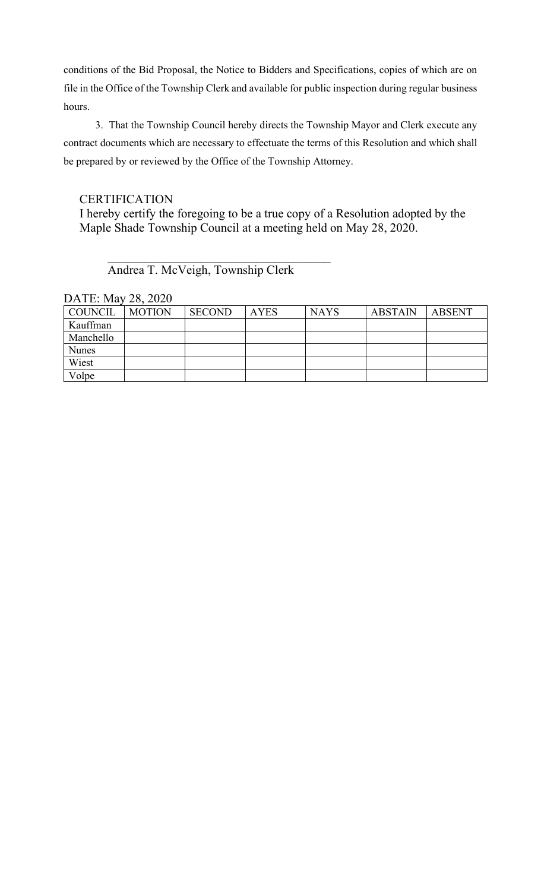conditions of the Bid Proposal, the Notice to Bidders and Specifications, copies of which are on file in the Office of the Township Clerk and available for public inspection during regular business hours.

3. That the Township Council hereby directs the Township Mayor and Clerk execute any contract documents which are necessary to effectuate the terms of this Resolution and which shall be prepared by or reviewed by the Office of the Township Attorney.

CERTIFICATION

I hereby certify the foregoing to be a true copy of a Resolution adopted by the Maple Shade Township Council at a meeting held on May 28, 2020.

\_\_\_\_\_\_\_\_\_\_\_\_\_\_\_\_\_\_\_\_\_\_\_\_\_\_\_\_\_\_\_\_\_\_\_\_\_\_

Andrea T. McVeigh, Township Clerk

DATE: May 28, 2020

| COUNCIL | MOTION | SECOND | AYES | NAYS | ABSTAIN | ABSENT |
|---|---|---|---|---|---|---|
| Kauffman | | | | | | |
| Manchello | | | | | | |
| Nunes | | | | | | |
| Wiest | | | | | | |
| Volpe | | | | | | |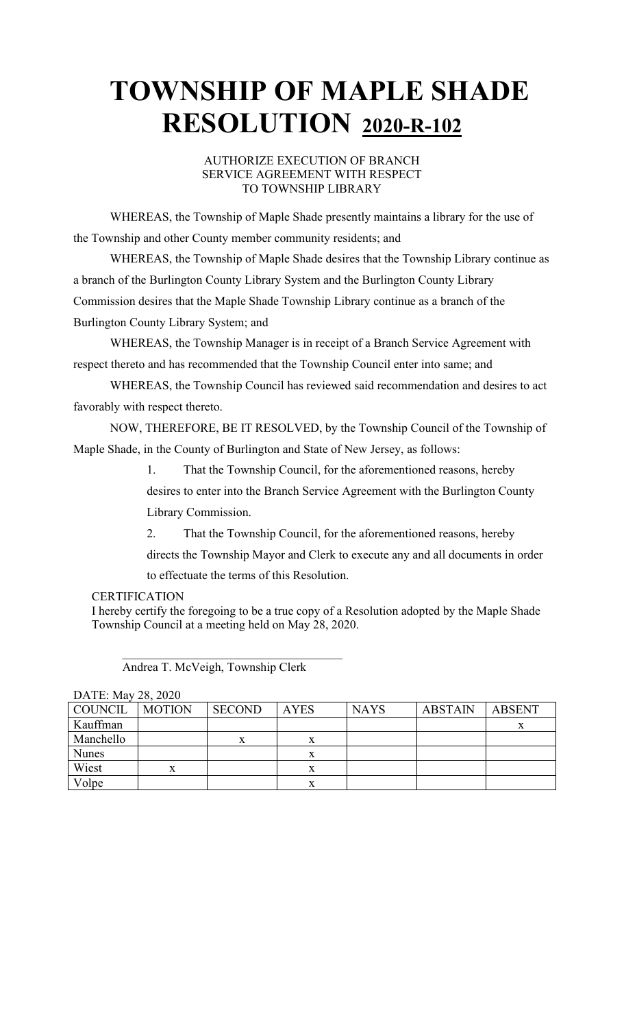# TOWNSHIP OF MAPLE SHADE RESOLUTION 2020-R-102

AUTHORIZE EXECUTION OF BRANCH SERVICE AGREEMENT WITH RESPECT TO TOWNSHIP LIBRARY

WHEREAS, the Township of Maple Shade presently maintains a library for the use of the Township and other County member community residents; and

WHEREAS, the Township of Maple Shade desires that the Township Library continue as a branch of the Burlington County Library System and the Burlington County Library Commission desires that the Maple Shade Township Library continue as a branch of the Burlington County Library System; and

WHEREAS, the Township Manager is in receipt of a Branch Service Agreement with respect thereto and has recommended that the Township Council enter into same; and

WHEREAS, the Township Council has reviewed said recommendation and desires to act favorably with respect thereto.

NOW, THEREFORE, BE IT RESOLVED, by the Township Council of the Township of Maple Shade, in the County of Burlington and State of New Jersey, as follows:

1. That the Township Council, for the aforementioned reasons, hereby desires to enter into the Branch Service Agreement with the Burlington County Library Commission.

2. That the Township Council, for the aforementioned reasons, hereby directs the Township Mayor and Clerk to execute any and all documents in order to effectuate the terms of this Resolution.

CERTIFICATION
I hereby certify the foregoing to be a true copy of a Resolution adopted by the Maple Shade Township Council at a meeting held on May 28, 2020.

\_\_\_\_\_\_\_\_\_\_\_\_\_\_\_\_\_\_\_\_\_\_\_\_\_\_\_\_\_\_\_\_\_\_\_\_
Andrea T. McVeigh, Township Clerk

DATE: May 28, 2020

| COUNCIL | MOTION | SECOND | AYES | NAYS | ABSTAIN | ABSENT |
|---|---|---|---|---|---|---|
| Kauffman | | | | | | x |
| Manchello | | x | x | | | |
| Nunes | | | x | | | |
| Wiest | x | | x | | | |
| Volpe | | | x | | | |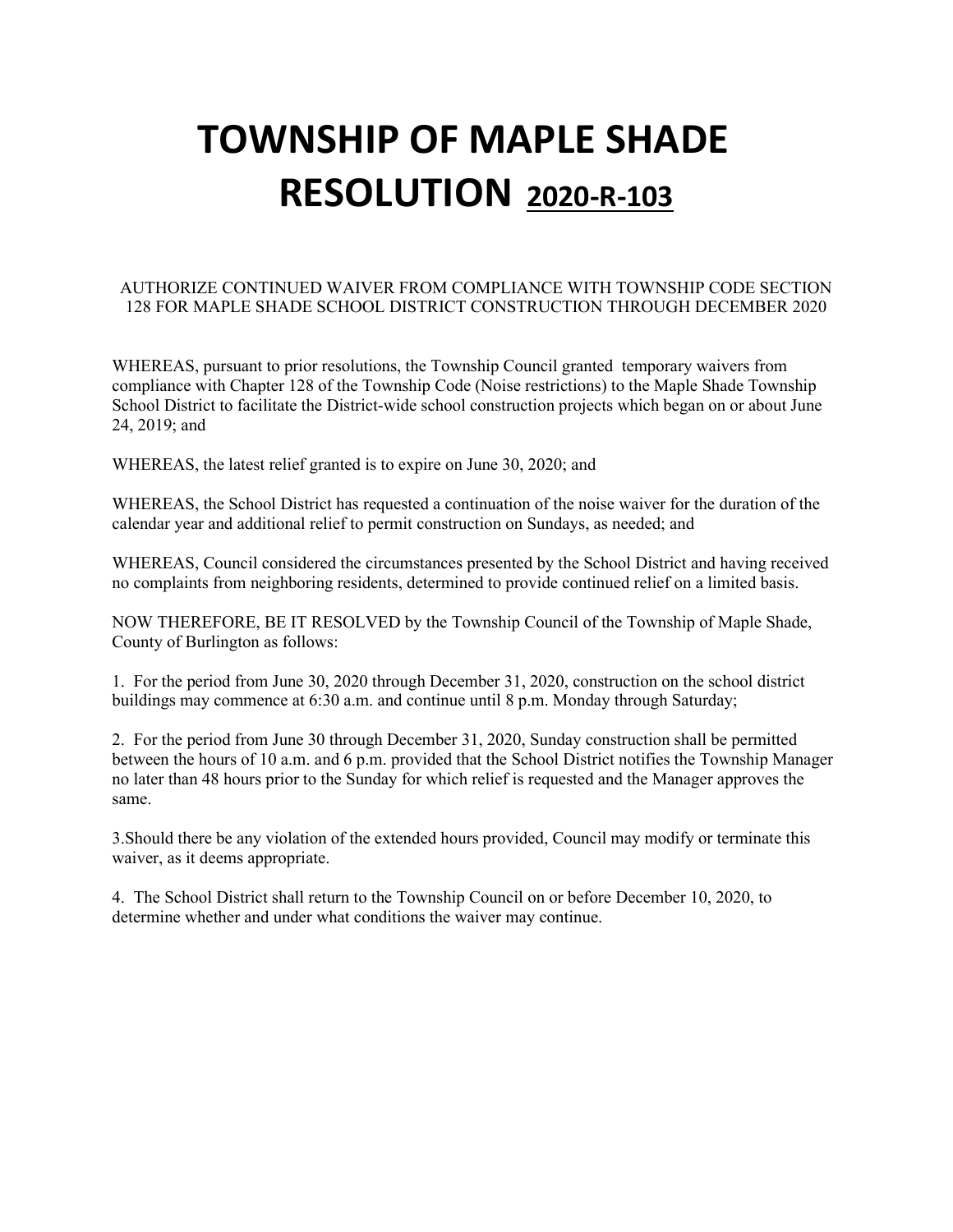# TOWNSHIP OF MAPLE SHADE RESOLUTION 2020-R-103

AUTHORIZE CONTINUED WAIVER FROM COMPLIANCE WITH TOWNSHIP CODE SECTION 128 FOR MAPLE SHADE SCHOOL DISTRICT CONSTRUCTION THROUGH DECEMBER 2020

WHEREAS, pursuant to prior resolutions, the Township Council granted temporary waivers from compliance with Chapter 128 of the Township Code (Noise restrictions) to the Maple Shade Township School District to facilitate the District-wide school construction projects which began on or about June 24, 2019; and

WHEREAS, the latest relief granted is to expire on June 30, 2020; and

WHEREAS, the School District has requested a continuation of the noise waiver for the duration of the calendar year and additional relief to permit construction on Sundays, as needed; and

WHEREAS, Council considered the circumstances presented by the School District and having received no complaints from neighboring residents, determined to provide continued relief on a limited basis.

NOW THEREFORE, BE IT RESOLVED by the Township Council of the Township of Maple Shade, County of Burlington as follows:

1. For the period from June 30, 2020 through December 31, 2020, construction on the school district buildings may commence at 6:30 a.m. and continue until 8 p.m. Monday through Saturday;

2. For the period from June 30 through December 31, 2020, Sunday construction shall be permitted between the hours of 10 a.m. and 6 p.m. provided that the School District notifies the Township Manager no later than 48 hours prior to the Sunday for which relief is requested and the Manager approves the same.

3.Should there be any violation of the extended hours provided, Council may modify or terminate this waiver, as it deems appropriate.

4. The School District shall return to the Township Council on or before December 10, 2020, to determine whether and under what conditions the waiver may continue.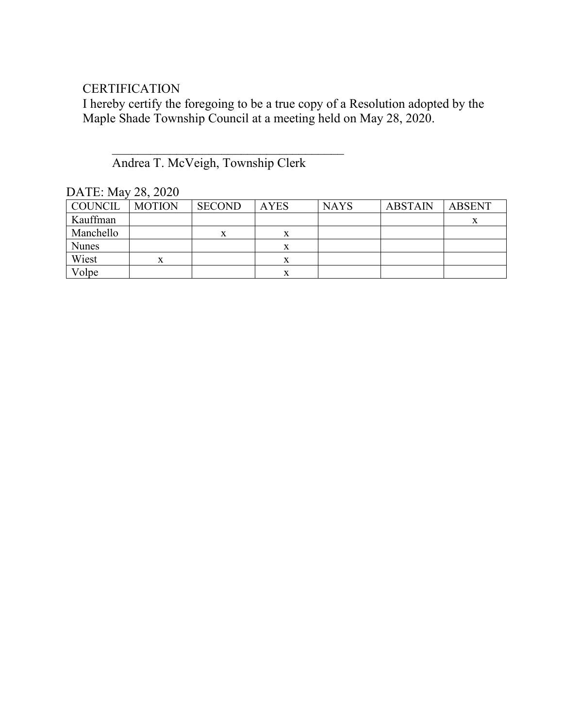CERTIFICATION
I hereby certify the foregoing to be a true copy of a Resolution adopted by the Maple Shade Township Council at a meeting held on May 28, 2020.

\_\_\_\_\_\_\_\_\_\_\_\_\_\_\_\_\_\_\_\_\_\_\_\_\_\_\_\_\_\_\_\_\_\_\_\_\_\_
Andrea T. McVeigh, Township Clerk

DATE: May 28, 2020

| COUNCIL | MOTION | SECOND | AYES | NAYS | ABSTAIN | ABSENT |
|---|---|---|---|---|---|---|
| Kauffman | | | | | | x |
| Manchello | | x | x | | | |
| Nunes | | | x | | | |
| Wiest | x | | x | | | |
| Volpe | | | x | | | |